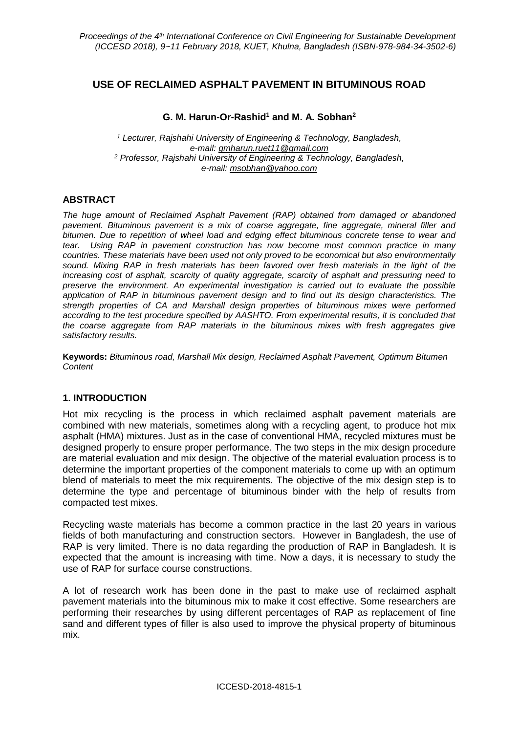# USE OF RECLAIMED ASPHALT PAVEMENT IN BITUMINOUS ROAD

**G. M. Harun-Or-Rashid[1] and M. A. Sobhan[2]**

*[1] Lecturer, Rajshahi University of Engineering & Technology, Bangladesh, e-mail: gmharun.ruet11@gmail.com*
*[2] Professor, Rajshahi University of Engineering & Technology, Bangladesh, e-mail: msobhan@yahoo.com*

## ABSTRACT

*The huge amount of Reclaimed Asphalt Pavement (RAP) obtained from damaged or abandoned pavement. Bituminous pavement is a mix of coarse aggregate, fine aggregate, mineral filler and bitumen. Due to repetition of wheel load and edging effect bituminous concrete tense to wear and tear. Using RAP in pavement construction has now become most common practice in many countries. These materials have been used not only proved to be economical but also environmentally sound. Mixing RAP in fresh materials has been favored over fresh materials in the light of the increasing cost of asphalt, scarcity of quality aggregate, scarcity of asphalt and pressuring need to preserve the environment. An experimental investigation is carried out to evaluate the possible application of RAP in bituminous pavement design and to find out its design characteristics. The strength properties of CA and Marshall design properties of bituminous mixes were performed according to the test procedure specified by AASHTO. From experimental results, it is concluded that the coarse aggregate from RAP materials in the bituminous mixes with fresh aggregates give satisfactory results.*

**Keywords:** *Bituminous road, Marshall Mix design, Reclaimed Asphalt Pavement, Optimum Bitumen Content*

## 1. INTRODUCTION

Hot mix recycling is the process in which reclaimed asphalt pavement materials are combined with new materials, sometimes along with a recycling agent, to produce hot mix asphalt (HMA) mixtures. Just as in the case of conventional HMA, recycled mixtures must be designed properly to ensure proper performance. The two steps in the mix design procedure are material evaluation and mix design. The objective of the material evaluation process is to determine the important properties of the component materials to come up with an optimum blend of materials to meet the mix requirements. The objective of the mix design step is to determine the type and percentage of bituminous binder with the help of results from compacted test mixes.

Recycling waste materials has become a common practice in the last 20 years in various fields of both manufacturing and construction sectors. However in Bangladesh, the use of RAP is very limited. There is no data regarding the production of RAP in Bangladesh. It is expected that the amount is increasing with time. Now a days, it is necessary to study the use of RAP for surface course constructions.

A lot of research work has been done in the past to make use of reclaimed asphalt pavement materials into the bituminous mix to make it cost effective. Some researchers are performing their researches by using different percentages of RAP as replacement of fine sand and different types of filler is also used to improve the physical property of bituminous mix.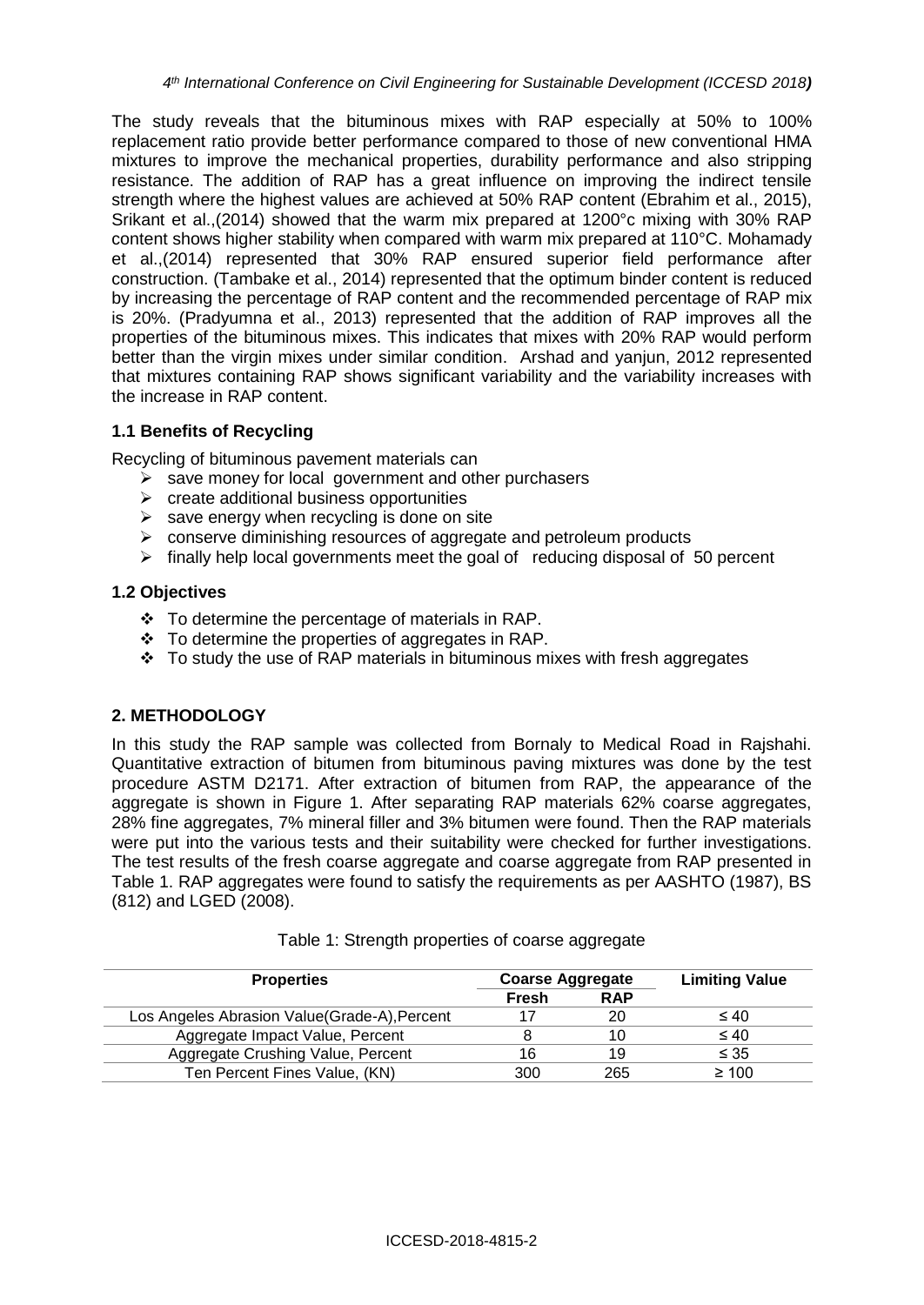The study reveals that the bituminous mixes with RAP especially at 50% to 100% replacement ratio provide better performance compared to those of new conventional HMA mixtures to improve the mechanical properties, durability performance and also stripping resistance. The addition of RAP has a great influence on improving the indirect tensile strength where the highest values are achieved at 50% RAP content (Ebrahim et al., 2015), Srikant et al.,(2014) showed that the warm mix prepared at 1200°c mixing with 30% RAP content shows higher stability when compared with warm mix prepared at 110°C. Mohamady et al.,(2014) represented that 30% RAP ensured superior field performance after construction. (Tambake et al., 2014) represented that the optimum binder content is reduced by increasing the percentage of RAP content and the recommended percentage of RAP mix is 20%. (Pradyumna et al., 2013) represented that the addition of RAP improves all the properties of the bituminous mixes. This indicates that mixes with 20% RAP would perform better than the virgin mixes under similar condition. Arshad and yanjun, 2012 represented that mixtures containing RAP shows significant variability and the variability increases with the increase in RAP content.

### 1.1 Benefits of Recycling

Recycling of bituminous pavement materials can

- save money for local government and other purchasers
- create additional business opportunities
- save energy when recycling is done on site
- conserve diminishing resources of aggregate and petroleum products
- finally help local governments meet the goal of reducing disposal of 50 percent

### 1.2 Objectives

- To determine the percentage of materials in RAP.
- To determine the properties of aggregates in RAP.
- To study the use of RAP materials in bituminous mixes with fresh aggregates

## 2. METHODOLOGY

In this study the RAP sample was collected from Bornaly to Medical Road in Rajshahi. Quantitative extraction of bitumen from bituminous paving mixtures was done by the test procedure ASTM D2171. After extraction of bitumen from RAP, the appearance of the aggregate is shown in Figure 1. After separating RAP materials 62% coarse aggregates, 28% fine aggregates, 7% mineral filler and 3% bitumen were found. Then the RAP materials were put into the various tests and their suitability were checked for further investigations. The test results of the fresh coarse aggregate and coarse aggregate from RAP presented in Table 1. RAP aggregates were found to satisfy the requirements as per AASHTO (1987), BS (812) and LGED (2008).

Table 1: Strength properties of coarse aggregate

| Properties | Coarse Aggregate | | Limiting Value |
|---|---|---|---|
| | Fresh | RAP | |
| Los Angeles Abrasion Value(Grade-A),Percent | 17 | 20 | ≤ 40 |
| Aggregate Impact Value, Percent | 8 | 10 | ≤ 40 |
| Aggregate Crushing Value, Percent | 16 | 19 | ≤ 35 |
| Ten Percent Fines Value, (KN) | 300 | 265 | ≥ 100 |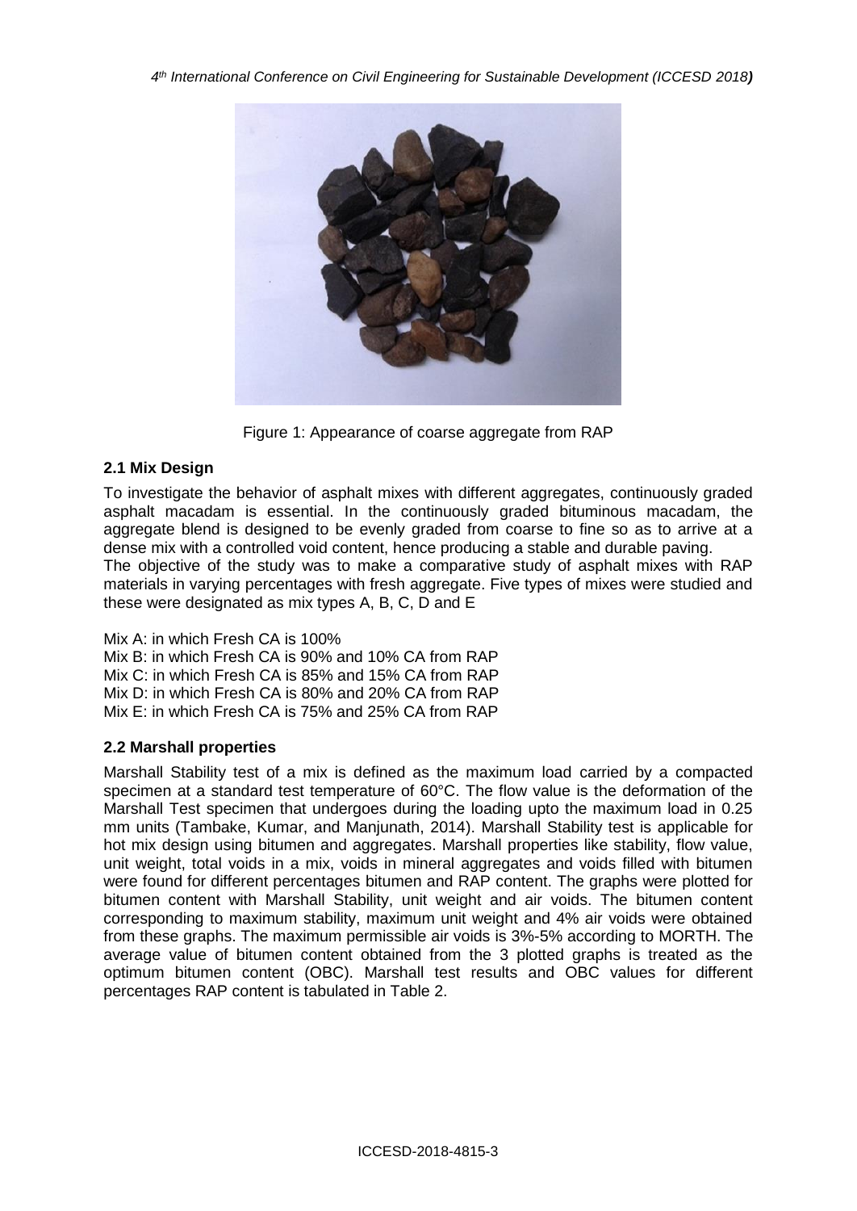Figure 1: Appearance of coarse aggregate from RAP

### 2.1 Mix Design

To investigate the behavior of asphalt mixes with different aggregates, continuously graded asphalt macadam is essential. In the continuously graded bituminous macadam, the aggregate blend is designed to be evenly graded from coarse to fine so as to arrive at a dense mix with a controlled void content, hence producing a stable and durable paving.
The objective of the study was to make a comparative study of asphalt mixes with RAP materials in varying percentages with fresh aggregate. Five types of mixes were studied and these were designated as mix types A, B, C, D and E

Mix A: in which Fresh CA is 100%
Mix B: in which Fresh CA is 90% and 10% CA from RAP
Mix C: in which Fresh CA is 85% and 15% CA from RAP
Mix D: in which Fresh CA is 80% and 20% CA from RAP
Mix E: in which Fresh CA is 75% and 25% CA from RAP

### 2.2 Marshall properties

Marshall Stability test of a mix is defined as the maximum load carried by a compacted specimen at a standard test temperature of 60°C. The flow value is the deformation of the Marshall Test specimen that undergoes during the loading upto the maximum load in 0.25 mm units (Tambake, Kumar, and Manjunath, 2014). Marshall Stability test is applicable for hot mix design using bitumen and aggregates. Marshall properties like stability, flow value, unit weight, total voids in a mix, voids in mineral aggregates and voids filled with bitumen were found for different percentages bitumen and RAP content. The graphs were plotted for bitumen content with Marshall Stability, unit weight and air voids. The bitumen content corresponding to maximum stability, maximum unit weight and 4% air voids were obtained from these graphs. The maximum permissible air voids is 3%-5% according to MORTH. The average value of bitumen content obtained from the 3 plotted graphs is treated as the optimum bitumen content (OBC). Marshall test results and OBC values for different percentages RAP content is tabulated in Table 2.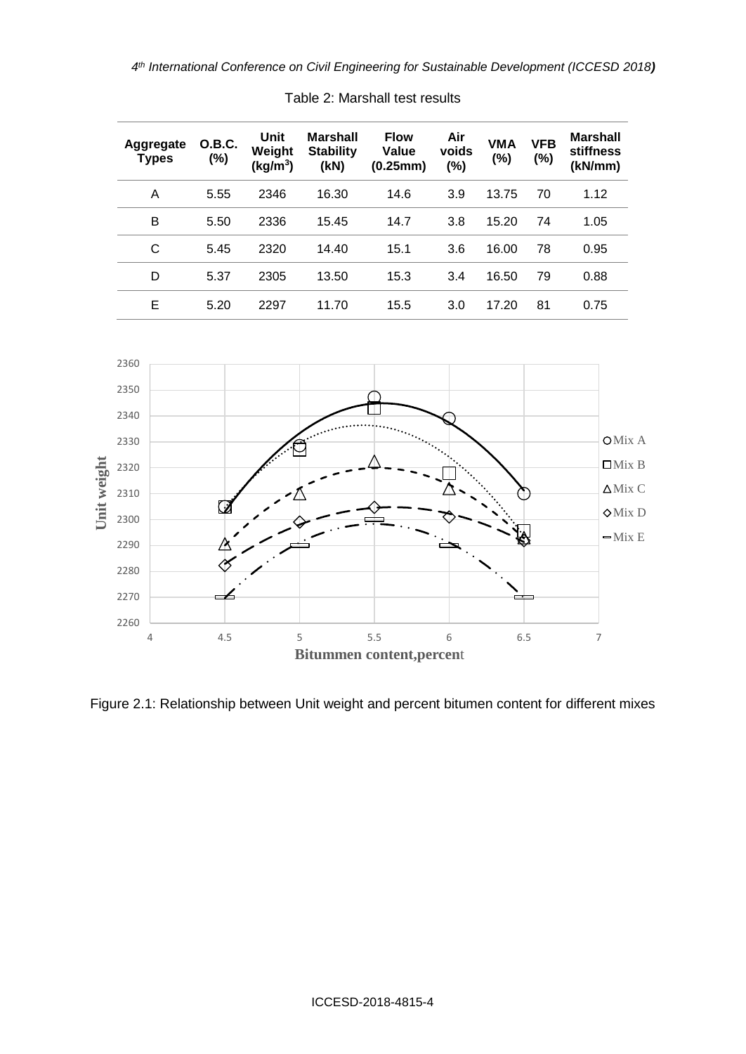Table 2: Marshall test results

| Aggregate Types | O.B.C. (%) | Unit Weight (kg/m$^3$) | Marshall Stability (kN) | Flow Value (0.25mm) | Air voids (%) | VMA (%) | VFB (%) | Marshall stiffness (kN/mm) |
|---|---|---|---|---|---|---|---|---|
| A | 5.55 | 2346 | 16.30 | 14.6 | 3.9 | 13.75 | 70 | 1.12 |
| B | 5.50 | 2336 | 15.45 | 14.7 | 3.8 | 15.20 | 74 | 1.05 |
| C | 5.45 | 2320 | 14.40 | 15.1 | 3.6 | 16.00 | 78 | 0.95 |
| D | 5.37 | 2305 | 13.50 | 15.3 | 3.4 | 16.50 | 79 | 0.88 |
| E | 5.20 | 2297 | 11.70 | 15.5 | 3.0 | 17.20 | 81 | 0.75 |

Figure 2.1: Relationship between Unit weight and percent bitumen content for different mixes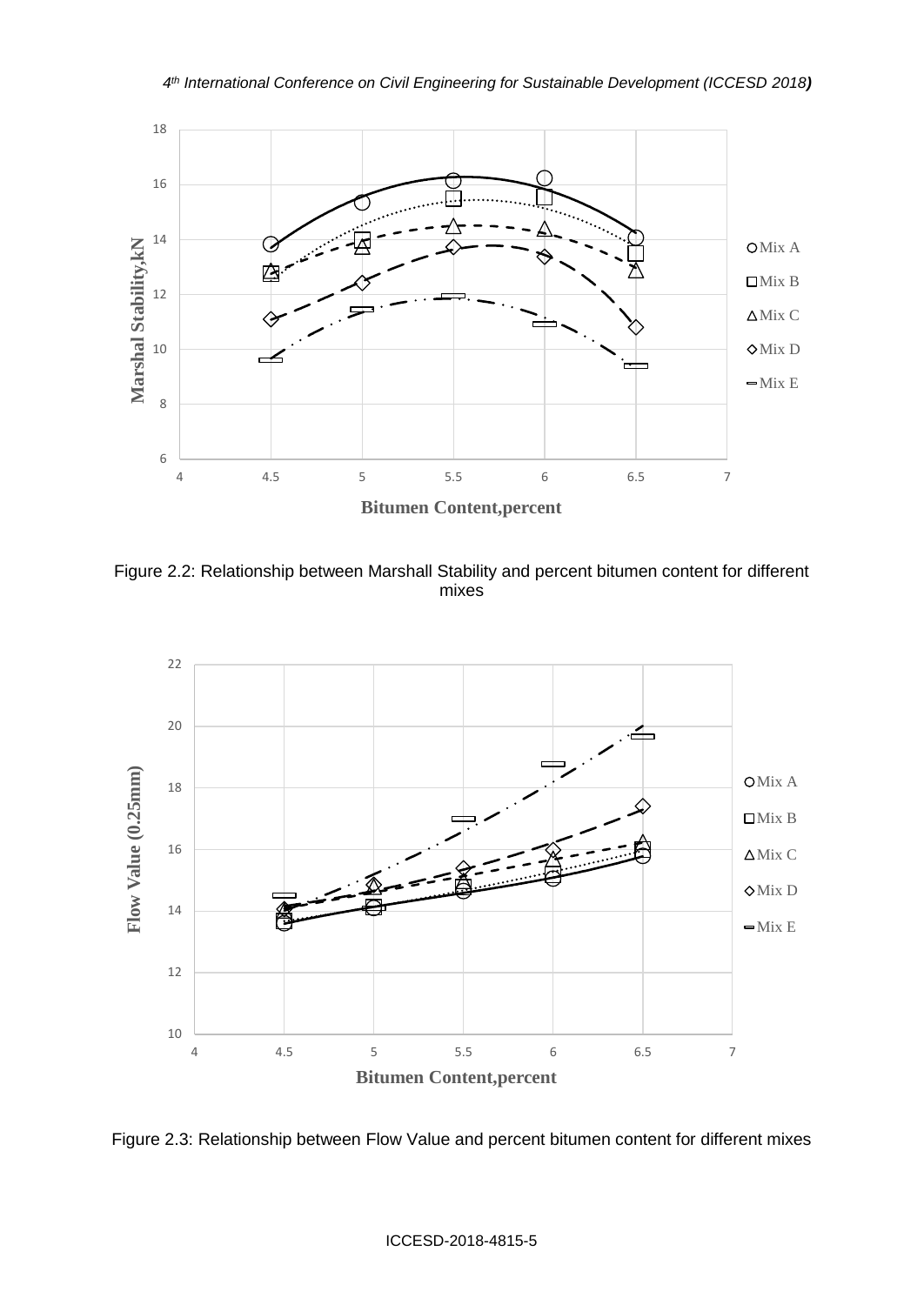Figure 2.2: Relationship between Marshall Stability and percent bitumen content for different mixes

Figure 2.3: Relationship between Flow Value and percent bitumen content for different mixes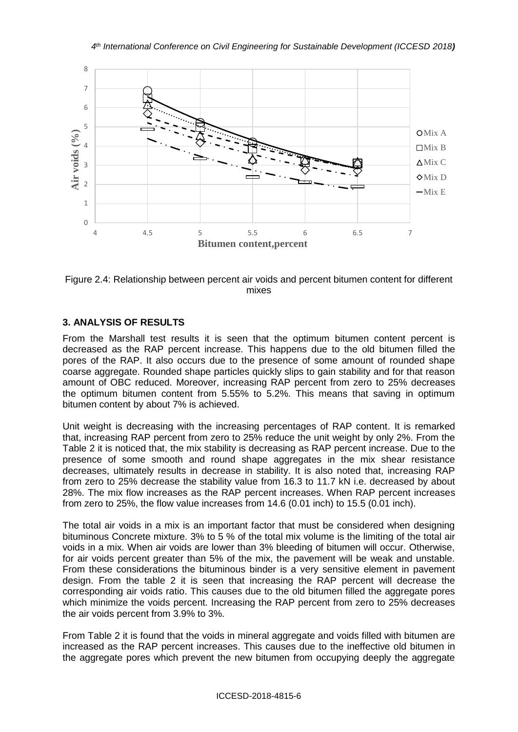Figure 2.4: Relationship between percent air voids and percent bitumen content for different mixes

## 3. ANALYSIS OF RESULTS

From the Marshall test results it is seen that the optimum bitumen content percent is decreased as the RAP percent increase. This happens due to the old bitumen filled the pores of the RAP. It also occurs due to the presence of some amount of rounded shape coarse aggregate. Rounded shape particles quickly slips to gain stability and for that reason amount of OBC reduced. Moreover, increasing RAP percent from zero to 25% decreases the optimum bitumen content from 5.55% to 5.2%. This means that saving in optimum bitumen content by about 7% is achieved.

Unit weight is decreasing with the increasing percentages of RAP content. It is remarked that, increasing RAP percent from zero to 25% reduce the unit weight by only 2%. From the Table 2 it is noticed that, the mix stability is decreasing as RAP percent increase. Due to the presence of some smooth and round shape aggregates in the mix shear resistance decreases, ultimately results in decrease in stability. It is also noted that, increasing RAP from zero to 25% decrease the stability value from 16.3 to 11.7 kN i.e. decreased by about 28%. The mix flow increases as the RAP percent increases. When RAP percent increases from zero to 25%, the flow value increases from 14.6 (0.01 inch) to 15.5 (0.01 inch).

The total air voids in a mix is an important factor that must be considered when designing bituminous Concrete mixture. 3% to 5 % of the total mix volume is the limiting of the total air voids in a mix. When air voids are lower than 3% bleeding of bitumen will occur. Otherwise, for air voids percent greater than 5% of the mix, the pavement will be weak and unstable. From these considerations the bituminous binder is a very sensitive element in pavement design. From the table 2 it is seen that increasing the RAP percent will decrease the corresponding air voids ratio. This causes due to the old bitumen filled the aggregate pores which minimize the voids percent. Increasing the RAP percent from zero to 25% decreases the air voids percent from 3.9% to 3%.

From Table 2 it is found that the voids in mineral aggregate and voids filled with bitumen are increased as the RAP percent increases. This causes due to the ineffective old bitumen in the aggregate pores which prevent the new bitumen from occupying deeply the aggregate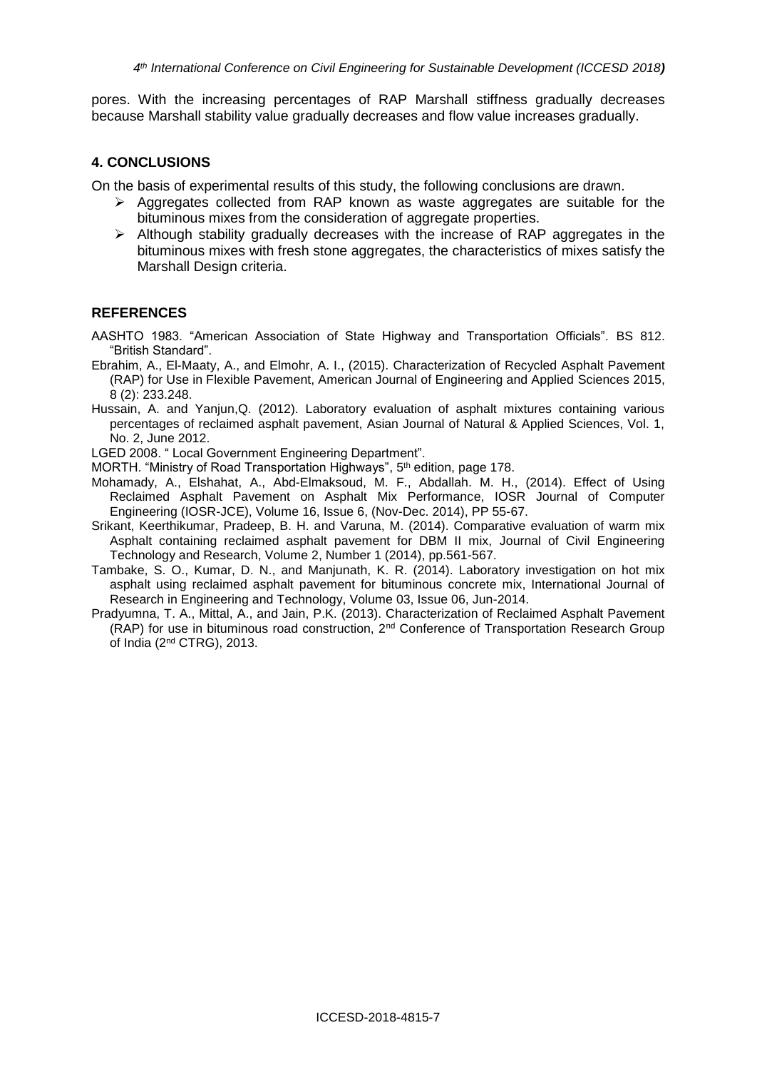pores. With the increasing percentages of RAP Marshall stiffness gradually decreases because Marshall stability value gradually decreases and flow value increases gradually.

## 4. CONCLUSIONS

On the basis of experimental results of this study, the following conclusions are drawn.

- Aggregates collected from RAP known as waste aggregates are suitable for the bituminous mixes from the consideration of aggregate properties.
- Although stability gradually decreases with the increase of RAP aggregates in the bituminous mixes with fresh stone aggregates, the characteristics of mixes satisfy the Marshall Design criteria.

## REFERENCES

AASHTO 1983. "American Association of State Highway and Transportation Officials". BS 812. "British Standard".

Ebrahim, A., El-Maaty, A., and Elmohr, A. I., (2015). Characterization of Recycled Asphalt Pavement (RAP) for Use in Flexible Pavement, American Journal of Engineering and Applied Sciences 2015, 8 (2): 233.248.

Hussain, A. and Yanjun,Q. (2012). Laboratory evaluation of asphalt mixtures containing various percentages of reclaimed asphalt pavement, Asian Journal of Natural & Applied Sciences, Vol. 1, No. 2, June 2012.

LGED 2008. " Local Government Engineering Department".

MORTH. "Ministry of Road Transportation Highways", 5th edition, page 178.

Mohamady, A., Elshahat, A., Abd-Elmaksoud, M. F., Abdallah. M. H., (2014). Effect of Using Reclaimed Asphalt Pavement on Asphalt Mix Performance, IOSR Journal of Computer Engineering (IOSR-JCE), Volume 16, Issue 6, (Nov-Dec. 2014), PP 55-67.

Srikant, Keerthikumar, Pradeep, B. H. and Varuna, M. (2014). Comparative evaluation of warm mix Asphalt containing reclaimed asphalt pavement for DBM II mix, Journal of Civil Engineering Technology and Research, Volume 2, Number 1 (2014), pp.561-567.

Tambake, S. O., Kumar, D. N., and Manjunath, K. R. (2014). Laboratory investigation on hot mix asphalt using reclaimed asphalt pavement for bituminous concrete mix, International Journal of Research in Engineering and Technology, Volume 03, Issue 06, Jun-2014.

Pradyumna, T. A., Mittal, A., and Jain, P.K. (2013). Characterization of Reclaimed Asphalt Pavement (RAP) for use in bituminous road construction, 2nd Conference of Transportation Research Group of India (2nd CTRG), 2013.